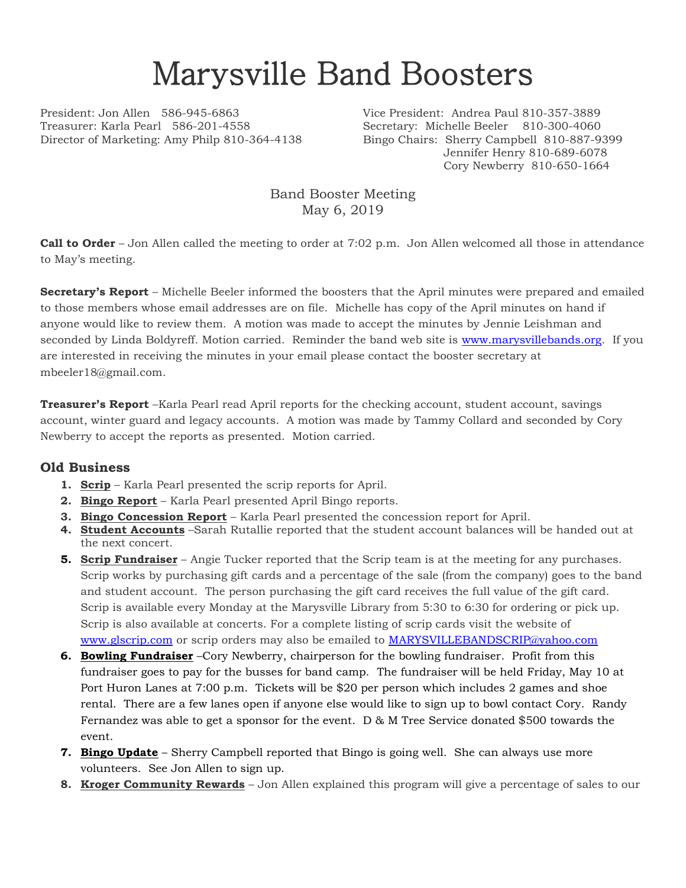# Marysville Band Boosters

President: Jon Allen 586-945-6863
Treasurer: Karla Pearl 586-201-4558
Director of Marketing: Amy Philp 810-364-4138

Vice President: Andrea Paul 810-357-3889
Secretary: Michelle Beeler 810-300-4060
Bingo Chairs: Sherry Campbell 810-887-9399
Jennifer Henry 810-689-6078
Cory Newberry 810-650-1664

Band Booster Meeting
May 6, 2019

**Call to Order** – Jon Allen called the meeting to order at 7:02 p.m. Jon Allen welcomed all those in attendance to May's meeting.

**Secretary's Report** – Michelle Beeler informed the boosters that the April minutes were prepared and emailed to those members whose email addresses are on file. Michelle has copy of the April minutes on hand if anyone would like to review them. A motion was made to accept the minutes by Jennie Leishman and seconded by Linda Boldyreff. Motion carried. Reminder the band web site is www.marysvillebands.org. If you are interested in receiving the minutes in your email please contact the booster secretary at mbeeler18@gmail.com.

**Treasurer's Report** –Karla Pearl read April reports for the checking account, student account, savings account, winter guard and legacy accounts. A motion was made by Tammy Collard and seconded by Cory Newberry to accept the reports as presented. Motion carried.

## Old Business

1. **Scrip** – Karla Pearl presented the scrip reports for April.
2. **Bingo Report** – Karla Pearl presented April Bingo reports.
3. **Bingo Concession Report** – Karla Pearl presented the concession report for April.
4. **Student Accounts** –Sarah Rutallie reported that the student account balances will be handed out at the next concert.
5. **Scrip Fundraiser** – Angie Tucker reported that the Scrip team is at the meeting for any purchases. Scrip works by purchasing gift cards and a percentage of the sale (from the company) goes to the band and student account. The person purchasing the gift card receives the full value of the gift card. Scrip is available every Monday at the Marysville Library from 5:30 to 6:30 for ordering or pick up. Scrip is also available at concerts. For a complete listing of scrip cards visit the website of www.glscrip.com or scrip orders may also be emailed to MARYSVILLEBANDSCRIP@yahoo.com
6. **Bowling Fundraiser** –Cory Newberry, chairperson for the bowling fundraiser. Profit from this fundraiser goes to pay for the busses for band camp. The fundraiser will be held Friday, May 10 at Port Huron Lanes at 7:00 p.m. Tickets will be $20 per person which includes 2 games and shoe rental. There are a few lanes open if anyone else would like to sign up to bowl contact Cory. Randy Fernandez was able to get a sponsor for the event. D & M Tree Service donated $500 towards the event.
7. **Bingo Update** – Sherry Campbell reported that Bingo is going well. She can always use more volunteers. See Jon Allen to sign up.
8. **Kroger Community Rewards** – Jon Allen explained this program will give a percentage of sales to our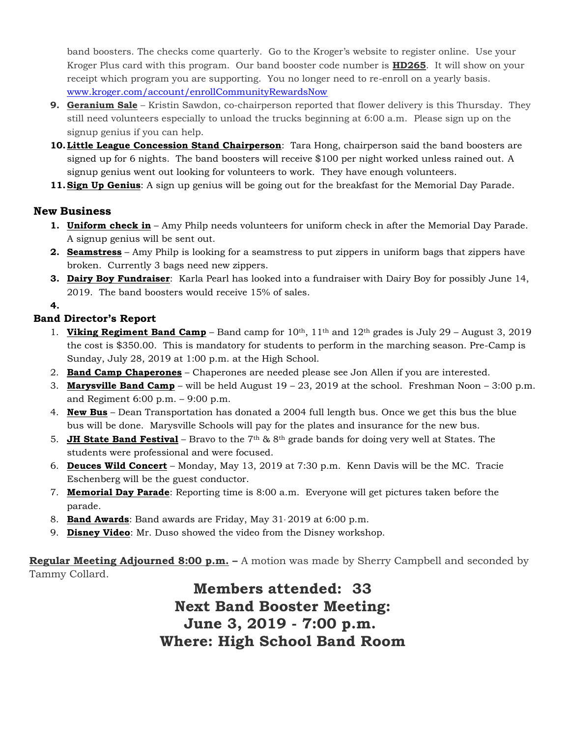band boosters. The checks come quarterly. Go to the Kroger's website to register online. Use your Kroger Plus card with this program. Our band booster code number is **HD265**. It will show on your receipt which program you are supporting. You no longer need to re-enroll on a yearly basis. www.kroger.com/account/enrollCommunityRewardsNow

9. **Geranium Sale** – Kristin Sawdon, co-chairperson reported that flower delivery is this Thursday. They still need volunteers especially to unload the trucks beginning at 6:00 a.m. Please sign up on the signup genius if you can help.
10. **Little League Concession Stand Chairperson**: Tara Hong, chairperson said the band boosters are signed up for 6 nights. The band boosters will receive $100 per night worked unless rained out. A signup genius went out looking for volunteers to work. They have enough volunteers.
11. **Sign Up Genius**: A sign up genius will be going out for the breakfast for the Memorial Day Parade.

## New Business

1. **Uniform check in** – Amy Philp needs volunteers for uniform check in after the Memorial Day Parade. A signup genius will be sent out.
2. **Seamstress** – Amy Philp is looking for a seamstress to put zippers in uniform bags that zippers have broken. Currently 3 bags need new zippers.
3. **Dairy Boy Fundraiser**: Karla Pearl has looked into a fundraiser with Dairy Boy for possibly June 14, 2019. The band boosters would receive 15% of sales.
4.

## Band Director's Report

1. **Viking Regiment Band Camp** – Band camp for 10th, 11th and 12th grades is July 29 – August 3, 2019 the cost is $350.00. This is mandatory for students to perform in the marching season. Pre-Camp is Sunday, July 28, 2019 at 1:00 p.m. at the High School.
2. **Band Camp Chaperones** – Chaperones are needed please see Jon Allen if you are interested.
3. **Marysville Band Camp** – will be held August 19 – 23, 2019 at the school. Freshman Noon – 3:00 p.m. and Regiment 6:00 p.m. – 9:00 p.m.
4. **New Bus** – Dean Transportation has donated a 2004 full length bus. Once we get this bus the blue bus will be done. Marysville Schools will pay for the plates and insurance for the new bus.
5. **JH State Band Festival** – Bravo to the 7th & 8th grade bands for doing very well at States. The students were professional and were focused.
6. **Deuces Wild Concert** – Monday, May 13, 2019 at 7:30 p.m. Kenn Davis will be the MC. Tracie Eschenberg will be the guest conductor.
7. **Memorial Day Parade**: Reporting time is 8:00 a.m. Everyone will get pictures taken before the parade.
8. **Band Awards**: Band awards are Friday, May 31, 2019 at 6:00 p.m.
9. **Disney Video**: Mr. Duso showed the video from the Disney workshop.

**Regular Meeting Adjourned 8:00 p.m. –** A motion was made by Sherry Campbell and seconded by Tammy Collard.

**Members attended: 33**
**Next Band Booster Meeting:**
**June 3, 2019 - 7:00 p.m.**
**Where: High School Band Room**